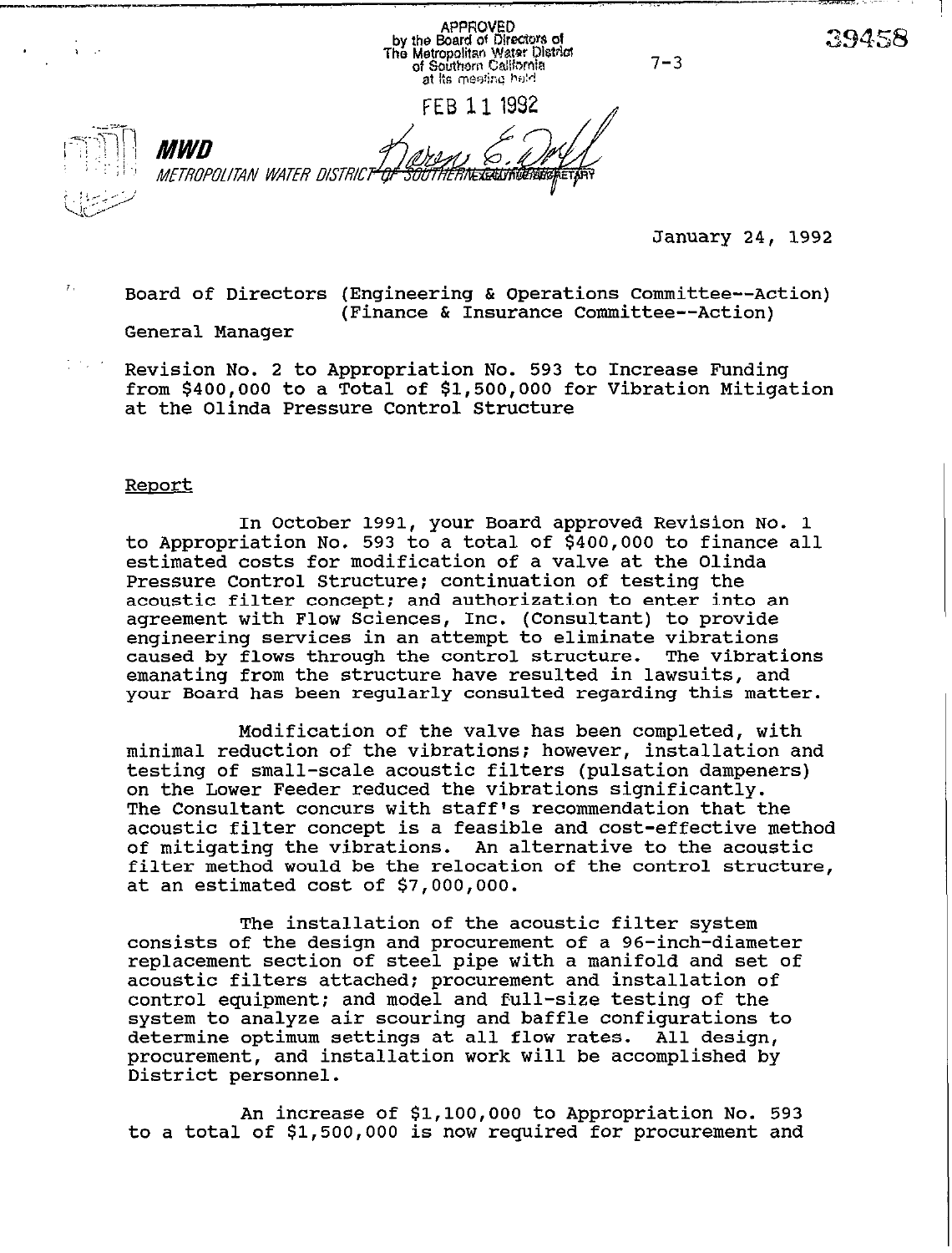APPROVED
by the Board of Directors of
The Metropolitan Water District
of Southern California
at its meeting held

FEB 11 1992

EXECUTIVE SECRETARY

39458

7-3

**MWD**

*METROPOLITAN WATER DISTRICT OF SOUTHERN CALIFORNIA*

January 24, 1992

Board of Directors (Engineering & Operations Committee--Action)
(Finance & Insurance Committee--Action)

General Manager

Revision No. 2 to Appropriation No. 593 to Increase Funding from $400,000 to a Total of $1,500,000 for Vibration Mitigation at the Olinda Pressure Control Structure

Report

In October 1991, your Board approved Revision No. 1 to Appropriation No. 593 to a total of $400,000 to finance all estimated costs for modification of a valve at the Olinda Pressure Control Structure; continuation of testing the acoustic filter concept; and authorization to enter into an agreement with Flow Sciences, Inc. (Consultant) to provide engineering services in an attempt to eliminate vibrations caused by flows through the control structure. The vibrations emanating from the structure have resulted in lawsuits, and your Board has been regularly consulted regarding this matter.

Modification of the valve has been completed, with minimal reduction of the vibrations; however, installation and testing of small-scale acoustic filters (pulsation dampeners) on the Lower Feeder reduced the vibrations significantly. The Consultant concurs with staff's recommendation that the acoustic filter concept is a feasible and cost-effective method of mitigating the vibrations. An alternative to the acoustic filter method would be the relocation of the control structure, at an estimated cost of $7,000,000.

The installation of the acoustic filter system consists of the design and procurement of a 96-inch-diameter replacement section of steel pipe with a manifold and set of acoustic filters attached; procurement and installation of control equipment; and model and full-size testing of the system to analyze air scouring and baffle configurations to determine optimum settings at all flow rates. All design, procurement, and installation work will be accomplished by District personnel.

An increase of $1,100,000 to Appropriation No. 593 to a total of $1,500,000 is now required for procurement and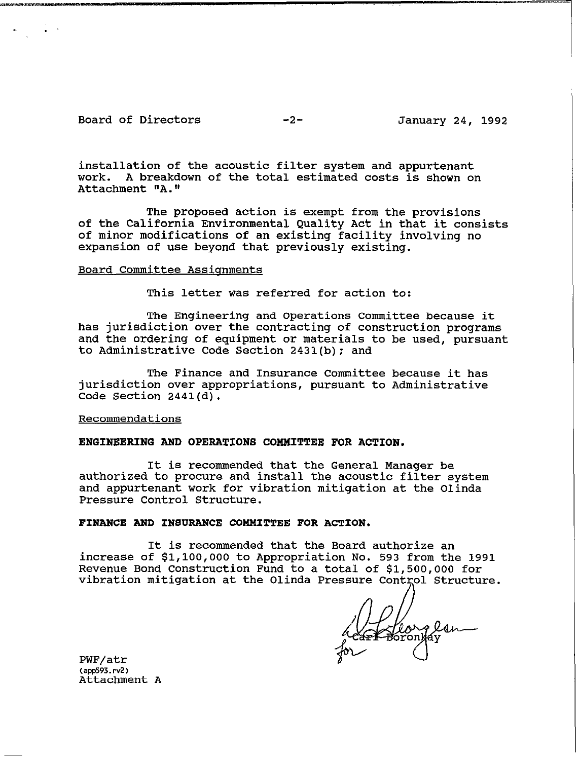installation of the acoustic filter system and appurtenant work. A breakdown of the total estimated costs is shown on Attachment "A."

The proposed action is exempt from the provisions of the California Environmental Quality Act in that it consists of minor modifications of an existing facility involving no expansion of use beyond that previously existing.

Board Committee Assignments

This letter was referred for action to:

The Engineering and Operations Committee because it has jurisdiction over the contracting of construction programs and the ordering of equipment or materials to be used, pursuant to Administrative Code Section 2431(b); and

The Finance and Insurance Committee because it has jurisdiction over appropriations, pursuant to Administrative Code Section 2441(d).

Recommendations

**ENGINEERING AND OPERATIONS COMMITTEE FOR ACTION.**

It is recommended that the General Manager be authorized to procure and install the acoustic filter system and appurtenant work for vibration mitigation at the Olinda Pressure Control Structure.

**FINANCE AND INSURANCE COMMITTEE FOR ACTION.**

It is recommended that the Board authorize an increase of $1,100,000 to Appropriation No. 593 from the 1991 Revenue Bond Construction Fund to a total of $1,500,000 for vibration mitigation at the Olinda Pressure Control Structure.

Carl Boronkay
for

PWF/atr
(app593.rv2)
Attachment A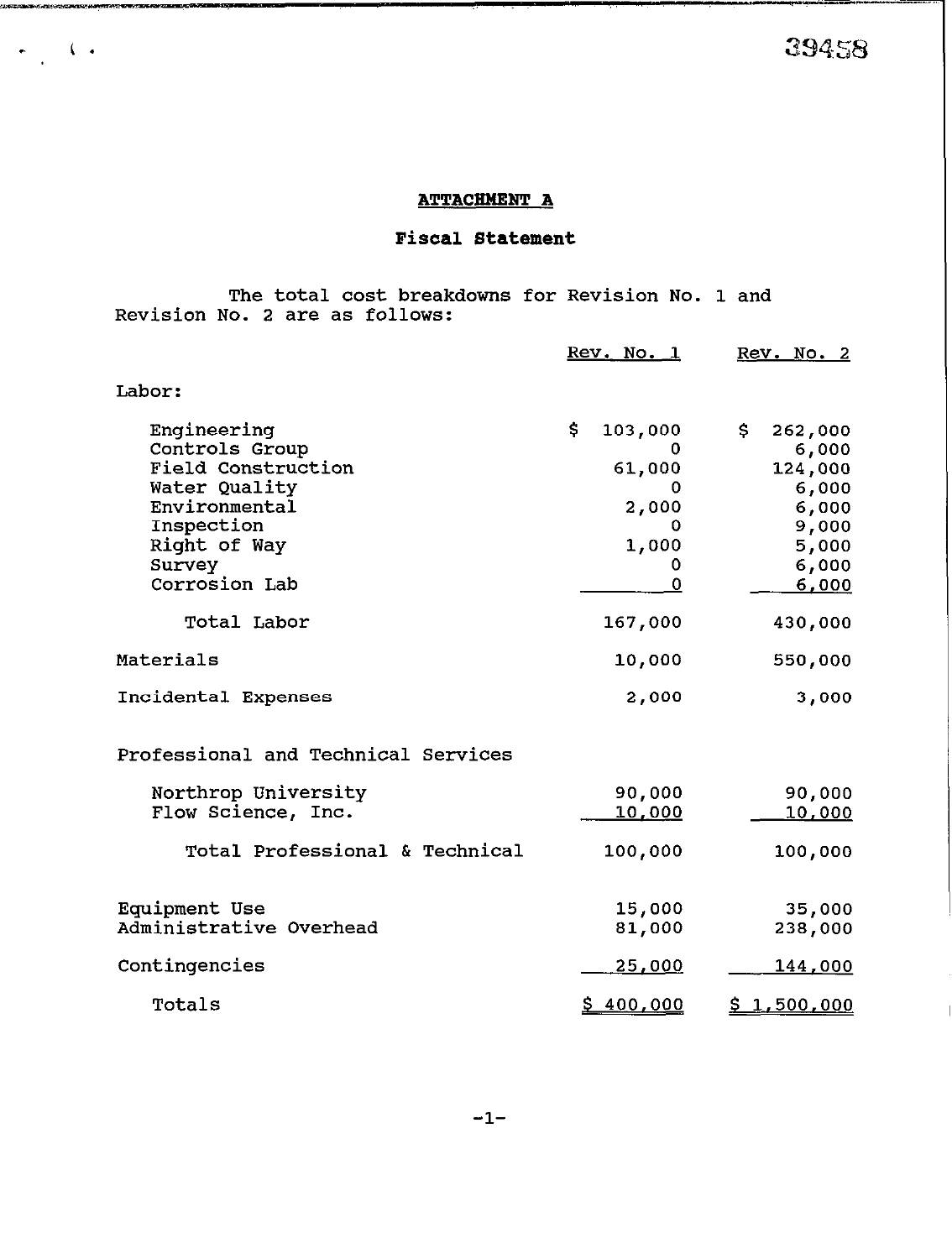39458

## ATTACHMENT A

### Fiscal Statement

The total cost breakdowns for Revision No. 1 and Revision No. 2 are as follows:

| | Rev. No. 1 | Rev. No. 2 |
|---|---|---|
| **Labor:** | | |
| Engineering | $ 103,000 | $ 262,000 |
| Controls Group | 0 | 6,000 |
| Field Construction | 61,000 | 124,000 |
| Water Quality | 0 | 6,000 |
| Environmental | 2,000 | 6,000 |
| Inspection | 0 | 9,000 |
| Right of Way | 1,000 | 5,000 |
| Survey | 0 | 6,000 |
| Corrosion Lab | 0 | 6,000 |
| Total Labor | 167,000 | 430,000 |
| Materials | 10,000 | 550,000 |
| Incidental Expenses | 2,000 | 3,000 |
| **Professional and Technical Services** | | |
| Northrop University | 90,000 | 90,000 |
| Flow Science, Inc. | 10,000 | 10,000 |
| Total Professional & Technical | 100,000 | 100,000 |
| Equipment Use | 15,000 | 35,000 |
| Administrative Overhead | 81,000 | 238,000 |
| Contingencies | 25,000 | 144,000 |
| Totals | $ 400,000 | $ 1,500,000 |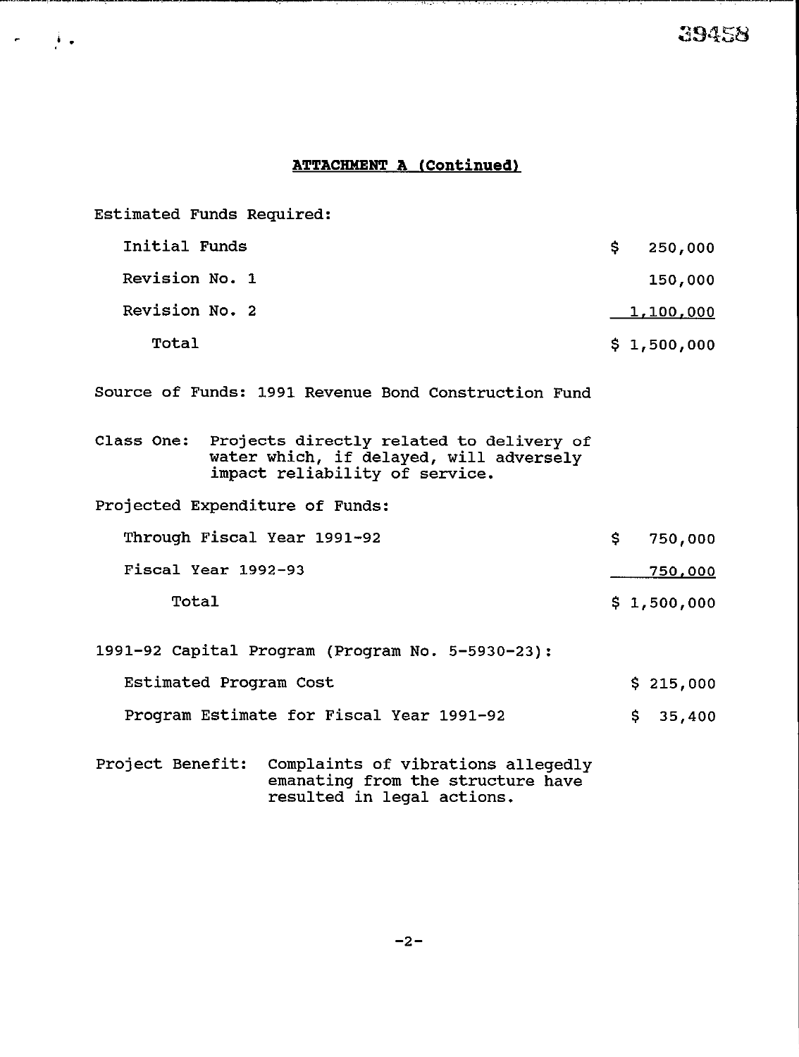## ATTACHMENT A (Continued)

Estimated Funds Required:

| | |
|---|---|
| Initial Funds | $ 250,000 |
| Revision No. 1 | 150,000 |
| Revision No. 2 | 1,100,000 |
| Total | $ 1,500,000 |

Source of Funds: 1991 Revenue Bond Construction Fund

Class One: Projects directly related to delivery of water which, if delayed, will adversely impact reliability of service.

Projected Expenditure of Funds:

| | |
|---|---|
| Through Fiscal Year 1991-92 | $ 750,000 |
| Fiscal Year 1992-93 | 750,000 |
| Total | $ 1,500,000 |

1991-92 Capital Program (Program No. 5-5930-23):

| | |
|---|---|
| Estimated Program Cost | $ 215,000 |
| Program Estimate for Fiscal Year 1991-92 | $ 35,400 |

Project Benefit: Complaints of vibrations allegedly emanating from the structure have resulted in legal actions.